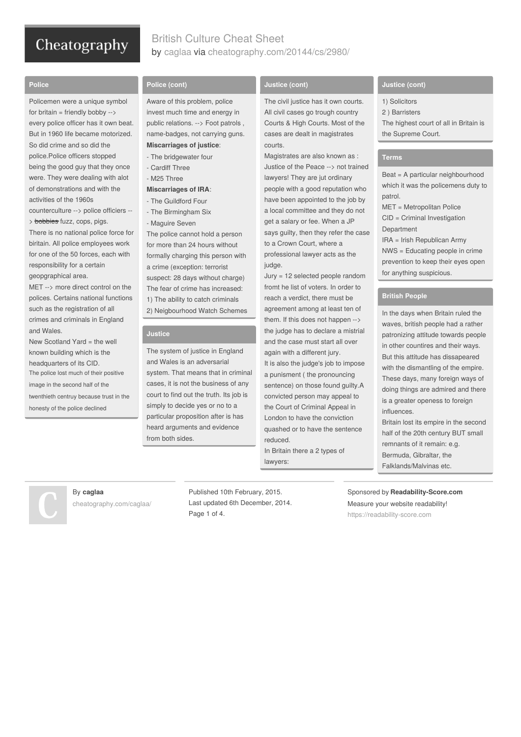# British Culture Cheat Sheet

by caglaa via cheatography.com/20144/cs/2980/

## Police

Policemen were a unique symbol for britain = friendly bobby --> every police officer has it own beat. But in 1960 life became motorized. So did crime and so did the police.Police officers stopped being the good guy that they once were. They were dealing with alot of demonstrations and with the activities of the 1960s counterculture --> police officiers --> ~~bobbies~~ fuzz, cops, pigs.

There is no national police force for biritain. All police employees work for one of the 50 forces, each with responsibility for a certain geopgraphical area.

MET --> more direct control on the polices. Certains national functions such as the registration of all crimes and criminals in England and Wales.

New Scotland Yard = the well known building which is the headquarters of its CID.

The police lost much of their positive image in the second half of the twenthieth centruy because trust in the honesty of the police declined

## Police (cont)

Aware of this problem, police invest much time and energy in public relations. --> Foot patrols , name-badges, not carrying guns.

**Miscarriages of justice**:

- The bridgewater four
- Cardiff Three
- M25 Three

**Miscarriages of IRA**:

- The Guildford Four
- The Birmingham Six
- Maguire Seven

The police cannot hold a person for more than 24 hours without formally charging this person with a crime (exception: terrorist suspect: 28 days without charge)

The fear of crime has increased:

1) The ability to catch criminals
2) Neigbourhood Watch Schemes

## Justice

The system of justice in England and Wales is an adversarial system. That means that in criminal cases, it is not the business of any court to find out the truth. Its job is simply to decide yes or no to a particular proposition after is has heard arguments and evidence from both sides.

## Justice (cont)

The civil justice has it own courts. All civil cases go trough country Courts & High Courts. Most of the cases are dealt in magistrates courts.

Magistrates are also known as : Justice of the Peace --> not trained lawyers! They are jut ordinary people with a good reputation who have been appointed to the job by a local committee and they do not get a salary or fee. When a JP says guilty, then they refer the case to a Crown Court, where a professional lawyer acts as the judge.

Jury = 12 selected people random fromt he list of voters. In order to reach a verdict, there must be agreement among at least ten of them. If this does not happen --> the judge has to declare a mistrial and the case must start all over again with a different jury.

It is also the judge's job to impose a punishment ( the pronouncing sentence) on those found guilty.A convicted person may appeal to the Court of Criminal Appeal in London to have the conviction quashed or to have the sentence reduced.

In Britain there a 2 types of lawyers:

## Justice (cont)

1) Solicitors
2 ) Barristers

The highest court of all in Britain is the Supreme Court.

## Terms

Beat = A particular neighbourhood which it was the policemens duty to patrol.

MET = Metropolitan Police

CID = Criminal Investigation Department

IRA = Irish Republican Army

NWS = Educating people in crime prevention to keep their eyes open for anything suspicious.

## British People

In the days when Britain ruled the waves, british people had a rather patronizing attitude towards people in other countries and their ways. But this attitude has dissapeared with the dismantling of the empire. These days, many foreign ways of doing things are admired and there is a greater openess to foreign influences.

Britain lost its empire in the second half of the 20th century BUT small remnants of it remain: e.g. Bermuda, Gibraltar, the Falklands/Malvinas etc.

By **caglaa**
cheatography.com/caglaa/

Published 10th February, 2015.
Last updated 6th December, 2014.

Sponsored by **Readability-Score.com**
Measure your website readability!
https://readability-score.com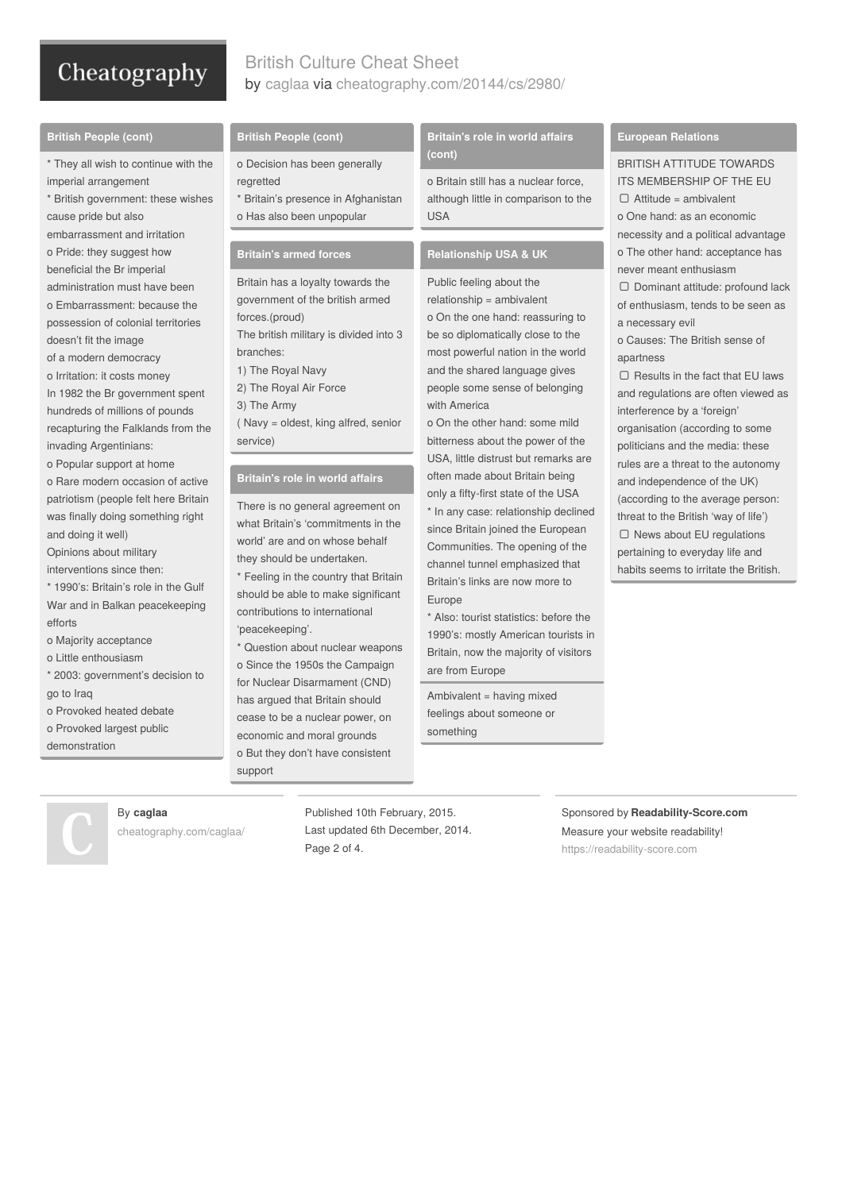## British People (cont)

* They all wish to continue with the imperial arrangement
* British government: these wishes cause pride but also embarrassment and irritation
o Pride: they suggest how beneficial the Br imperial administration must have been
o Embarrassment: because the possession of colonial territories doesn't fit the image of a modern democracy
o Irritation: it costs money

In 1982 the Br government spent hundreds of millions of pounds recapturing the Falklands from the invading Argentinians:
o Popular support at home
o Rare modern occasion of active patriotism (people felt here Britain was finally doing something right and doing it well)

Opinions about military interventions since then:
* 1990's: Britain's role in the Gulf War and in Balkan peacekeeping efforts
o Majority acceptance
o Little enthousiasm
* 2003: government's decision to go to Iraq
o Provoked heated debate
o Provoked largest public demonstration

## British People (cont)

o Decision has been generally regretted
* Britain's presence in Afghanistan
o Has also been unpopular

## Britain's armed forces

Britain has a loyalty towards the government of the british armed forces.(proud)

The british military is divided into 3 branches:

1) The Royal Navy
2) The Royal Air Force
3) The Army

( Navy = oldest, king alfred, senior service)

## Britain's role in world affairs

There is no general agreement on what Britain's 'commitments in the world' are and on whose behalf they should be undertaken.
* Feeling in the country that Britain should be able to make significant contributions to international 'peacekeeping'.
* Question about nuclear weapons
o Since the 1950s the Campaign for Nuclear Disarmament (CND) has argued that Britain should cease to be a nuclear power, on economic and moral grounds
o But they don't have consistent support

## Britain's role in world affairs (cont)

o Britain still has a nuclear force, although little in comparison to the USA

## Relationship USA & UK

Public feeling about the relationship = ambivalent
o On the one hand: reassuring to be so diplomatically close to the most powerful nation in the world and the shared language gives people some sense of belonging with America
o On the other hand: some mild bitterness about the power of the USA, little distrust but remarks are often made about Britain being only a fifty-first state of the USA
* In any case: relationship declined since Britain joined the European Communities. The opening of the channel tunnel emphasized that Britain's links are now more to Europe
* Also: tourist statistics: before the 1990's: mostly American tourists in Britain, now the majority of visitors are from Europe

Ambivalent = having mixed feelings about someone or something

## European Relations

BRITISH ATTITUDE TOWARDS ITS MEMBERSHIP OF THE EU

▢ Attitude = ambivalent
o One hand: as an economic necessity and a political advantage
o The other hand: acceptance has never meant enthusiasm

▢ Dominant attitude: profound lack of enthusiasm, tends to be seen as a necessary evil
o Causes: The British sense of apartness

▢ Results in the fact that EU laws and regulations are often viewed as interference by a 'foreign' organisation (according to some politicians and the media: these rules are a threat to the autonomy and independence of the UK) (according to the average person: threat to the British 'way of life')

▢ News about EU regulations pertaining to everyday life and habits seems to irritate the British.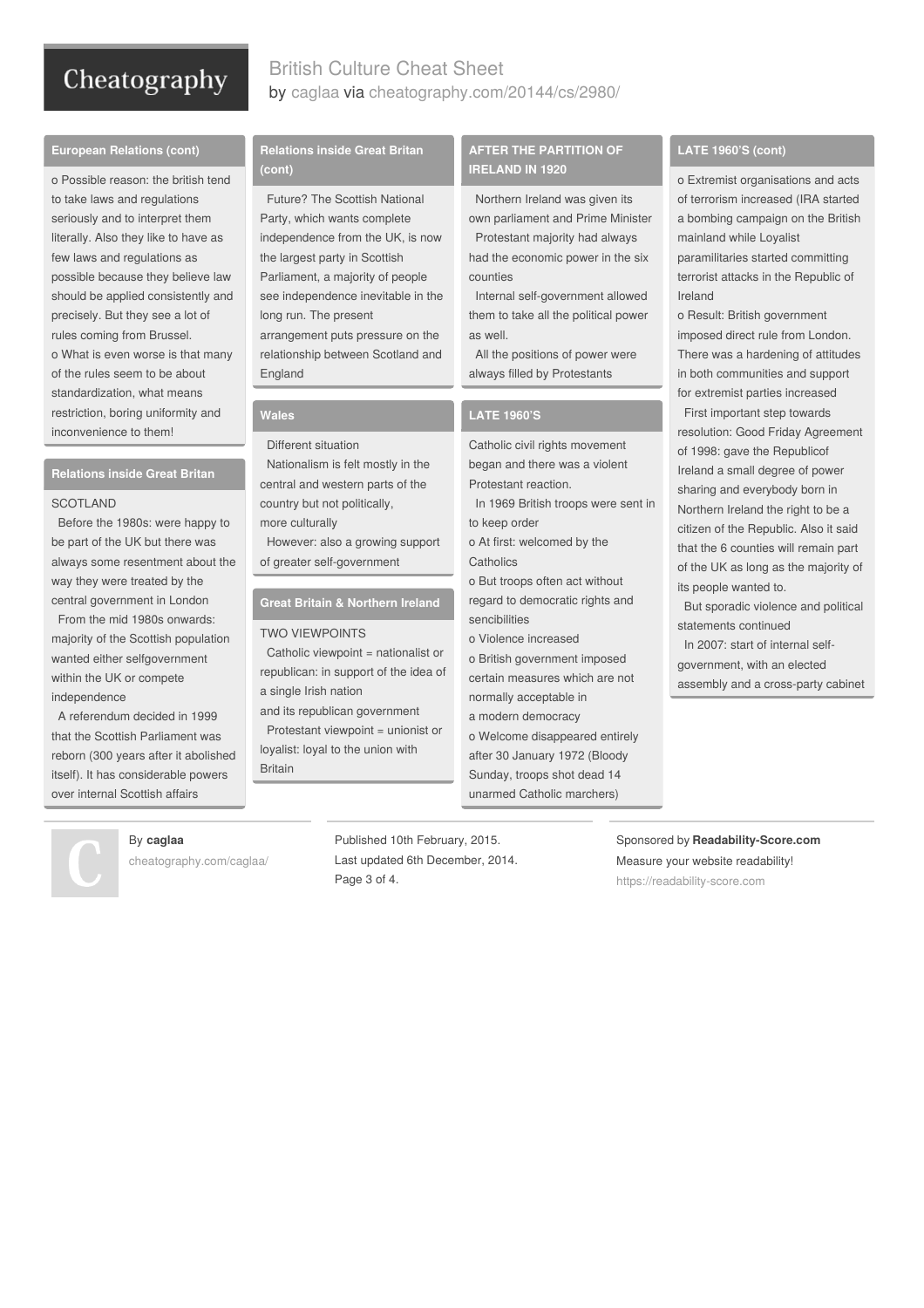## European Relations (cont)

o Possible reason: the british tend to take laws and regulations seriously and to interpret them literally. Also they like to have as few laws and regulations as possible because they believe law should be applied consistently and precisely. But they see a lot of rules coming from Brussel.
o What is even worse is that many of the rules seem to be about standardization, what means restriction, boring uniformity and inconvenience to them!

## Relations inside Great Britan

SCOTLAND
  Before the 1980s: were happy to be part of the UK but there was always some resentment about the way they were treated by the central government in London
  From the mid 1980s onwards: majority of the Scottish population wanted either selfgovernment within the UK or compete independence
  A referendum decided in 1999 that the Scottish Parliament was reborn (300 years after it abolished itself). It has considerable powers over internal Scottish affairs

## Relations inside Great Britan (cont)

  Future? The Scottish National Party, which wants complete independence from the UK, is now the largest party in Scottish Parliament, a majority of people see independence inevitable in the long run. The present arrangement puts pressure on the relationship between Scotland and England

## Wales

  Different situation
  Nationalism is felt mostly in the central and western parts of the country but not politically, more culturally
  However: also a growing support of greater self-government

## Great Britain & Northern Ireland

TWO VIEWPOINTS
  Catholic viewpoint = nationalist or republican: in support of the idea of a single Irish nation and its republican government
  Protestant viewpoint = unionist or loyalist: loyal to the union with Britain

## AFTER THE PARTITION OF IRELAND IN 1920

  Northern Ireland was given its own parliament and Prime Minister
  Protestant majority had always had the economic power in the six counties
  Internal self-government allowed them to take all the political power as well.
  All the positions of power were always filled by Protestants

## LATE 1960'S

Catholic civil rights movement began and there was a violent Protestant reaction.
  In 1969 British troops were sent in to keep order
o At first: welcomed by the Catholics
o But troops often act without regard to democratic rights and sencibilities
o Violence increased
o British government imposed certain measures which are not normally acceptable in a modern democracy
o Welcome disappeared entirely after 30 January 1972 (Bloody Sunday, troops shot dead 14 unarmed Catholic marchers)

## LATE 1960'S (cont)

o Extremist organisations and acts of terrorism increased (IRA started a bombing campaign on the British mainland while Loyalist paramilitaries started committing terrorist attacks in the Republic of Ireland
o Result: British government imposed direct rule from London. There was a hardening of attitudes in both communities and support for extremist parties increased
  First important step towards resolution: Good Friday Agreement of 1998: gave the Republicof Ireland a small degree of power sharing and everybody born in Northern Ireland the right to be a citizen of the Republic. Also it said that the 6 counties will remain part of the UK as long as the majority of its people wanted to.
  But sporadic violence and political statements continued
  In 2007: start of internal self-government, with an elected assembly and a cross-party cabinet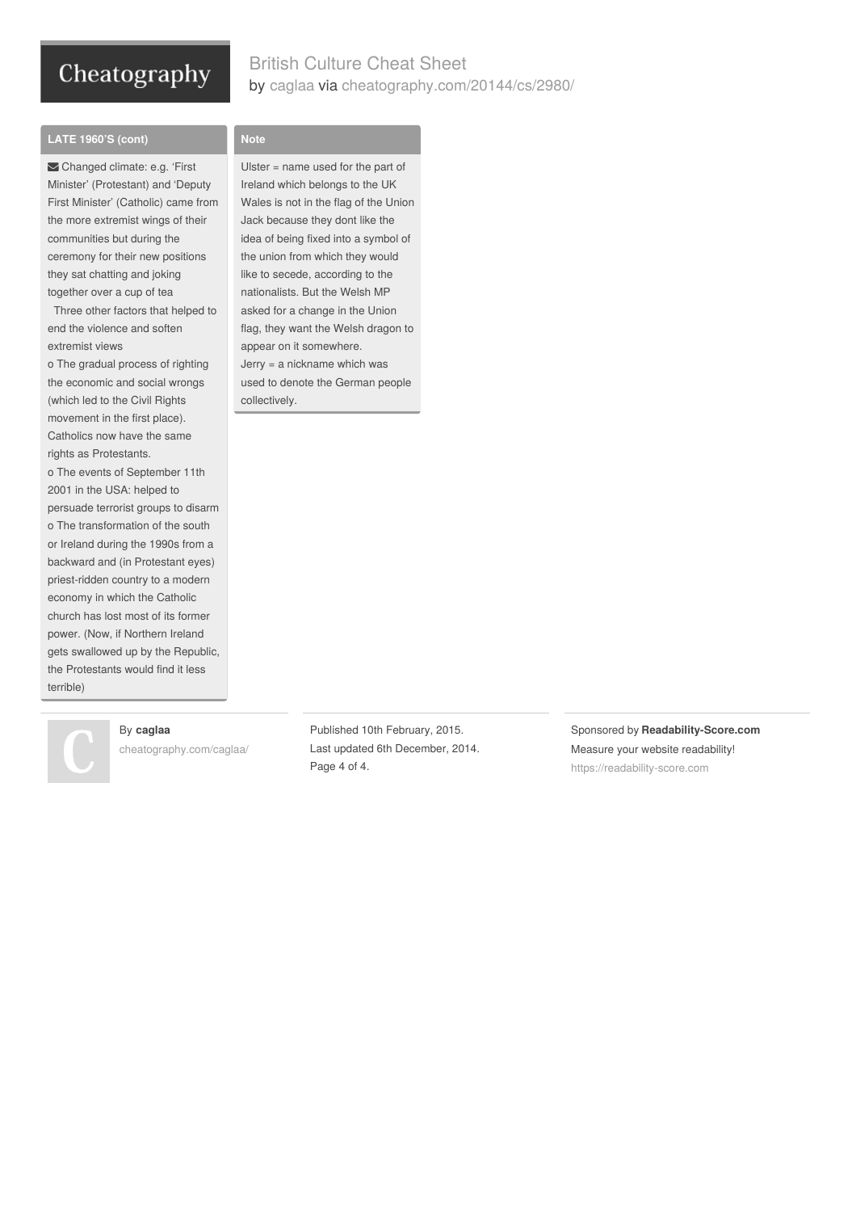### LATE 1960'S (cont)

Changed climate: e.g. 'First Minister' (Protestant) and 'Deputy First Minister' (Catholic) came from the more extremist wings of their communities but during the ceremony for their new positions they sat chatting and joking together over a cup of tea

Three other factors that helped to end the violence and soften extremist views

- The gradual process of righting the economic and social wrongs (which led to the Civil Rights movement in the first place). Catholics now have the same rights as Protestants.
- The events of September 11th 2001 in the USA: helped to persuade terrorist groups to disarm
- The transformation of the south or Ireland during the 1990s from a backward and (in Protestant eyes) priest-ridden country to a modern economy in which the Catholic church has lost most of its former power. (Now, if Northern Ireland gets swallowed up by the Republic, the Protestants would find it less terrible)

### Note

Ulster = name used for the part of Ireland which belongs to the UK
Wales is not in the flag of the Union Jack because they dont like the idea of being fixed into a symbol of the union from which they would like to secede, according to the nationalists. But the Welsh MP asked for a change in the Union flag, they want the Welsh dragon to appear on it somewhere.
Jerry = a nickname which was used to denote the German people collectively.